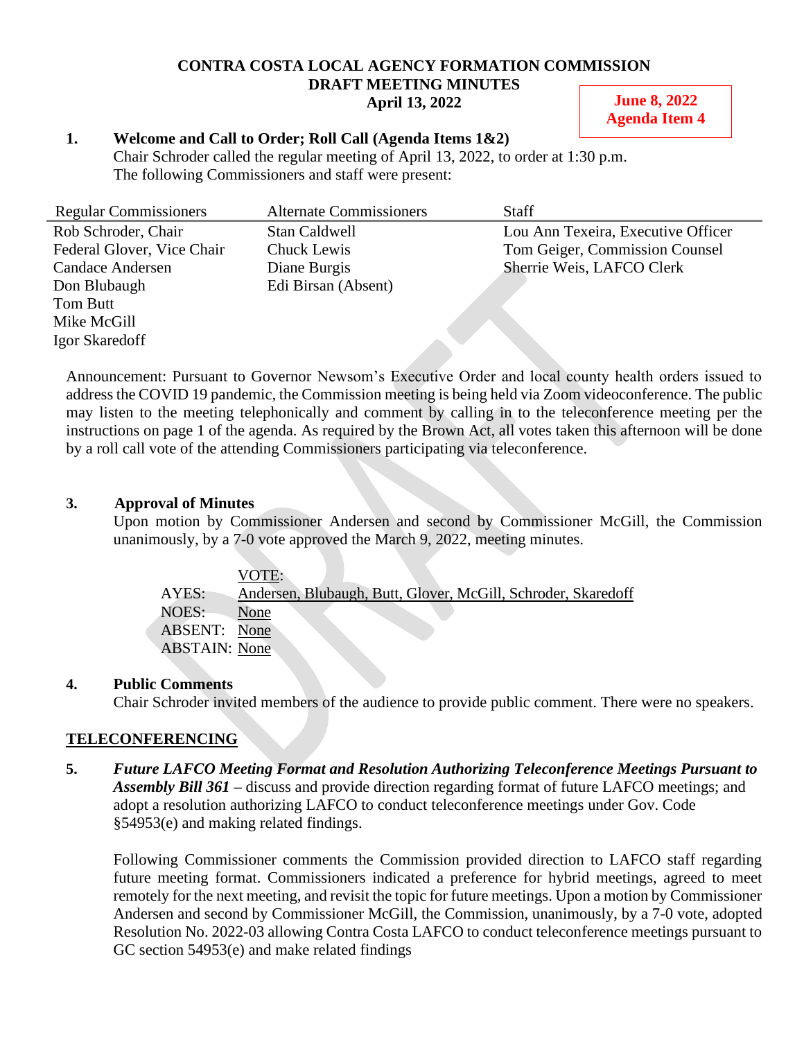# CONTRA COSTA LOCAL AGENCY FORMATION COMMISSION
## DRAFT MEETING MINUTES
### April 13, 2022

**June 8, 2022**
**Agenda Item 4**

**1. Welcome and Call to Order; Roll Call (Agenda Items 1&2)**

Chair Schroder called the regular meeting of April 13, 2022, to order at 1:30 p.m.
The following Commissioners and staff were present:

| Regular Commissioners | Alternate Commissioners | Staff |
|---|---|---|
| Rob Schroder, Chair | Stan Caldwell | Lou Ann Texeira, Executive Officer |
| Federal Glover, Vice Chair | Chuck Lewis | Tom Geiger, Commission Counsel |
| Candace Andersen | Diane Burgis | Sherrie Weis, LAFCO Clerk |
| Don Blubaugh | Edi Birsan (Absent) | |
| Tom Butt | | |
| Mike McGill | | |
| Igor Skaredoff | | |

Announcement: Pursuant to Governor Newsom's Executive Order and local county health orders issued to address the COVID 19 pandemic, the Commission meeting is being held via Zoom videoconference. The public may listen to the meeting telephonically and comment by calling in to the teleconference meeting per the instructions on page 1 of the agenda. As required by the Brown Act, all votes taken this afternoon will be done by a roll call vote of the attending Commissioners participating via teleconference.

**3. Approval of Minutes**

Upon motion by Commissioner Andersen and second by Commissioner McGill, the Commission unanimously, by a 7-0 vote approved the March 9, 2022, meeting minutes.

| | VOTE: |
|---|---|
| AYES: | Andersen, Blubaugh, Butt, Glover, McGill, Schroder, Skaredoff |
| NOES: | None |
| ABSENT: | None |
| ABSTAIN: | None |

**4. Public Comments**

Chair Schroder invited members of the audience to provide public comment. There were no speakers.

**TELECONFERENCING**

**5.** ***Future LAFCO Meeting Format and Resolution Authorizing Teleconference Meetings Pursuant to Assembly Bill 361*** **–** discuss and provide direction regarding format of future LAFCO meetings; and adopt a resolution authorizing LAFCO to conduct teleconference meetings under Gov. Code §54953(e) and making related findings.

Following Commissioner comments the Commission provided direction to LAFCO staff regarding future meeting format. Commissioners indicated a preference for hybrid meetings, agreed to meet remotely for the next meeting, and revisit the topic for future meetings. Upon a motion by Commissioner Andersen and second by Commissioner McGill, the Commission, unanimously, by a 7-0 vote, adopted Resolution No. 2022-03 allowing Contra Costa LAFCO to conduct teleconference meetings pursuant to GC section 54953(e) and make related findings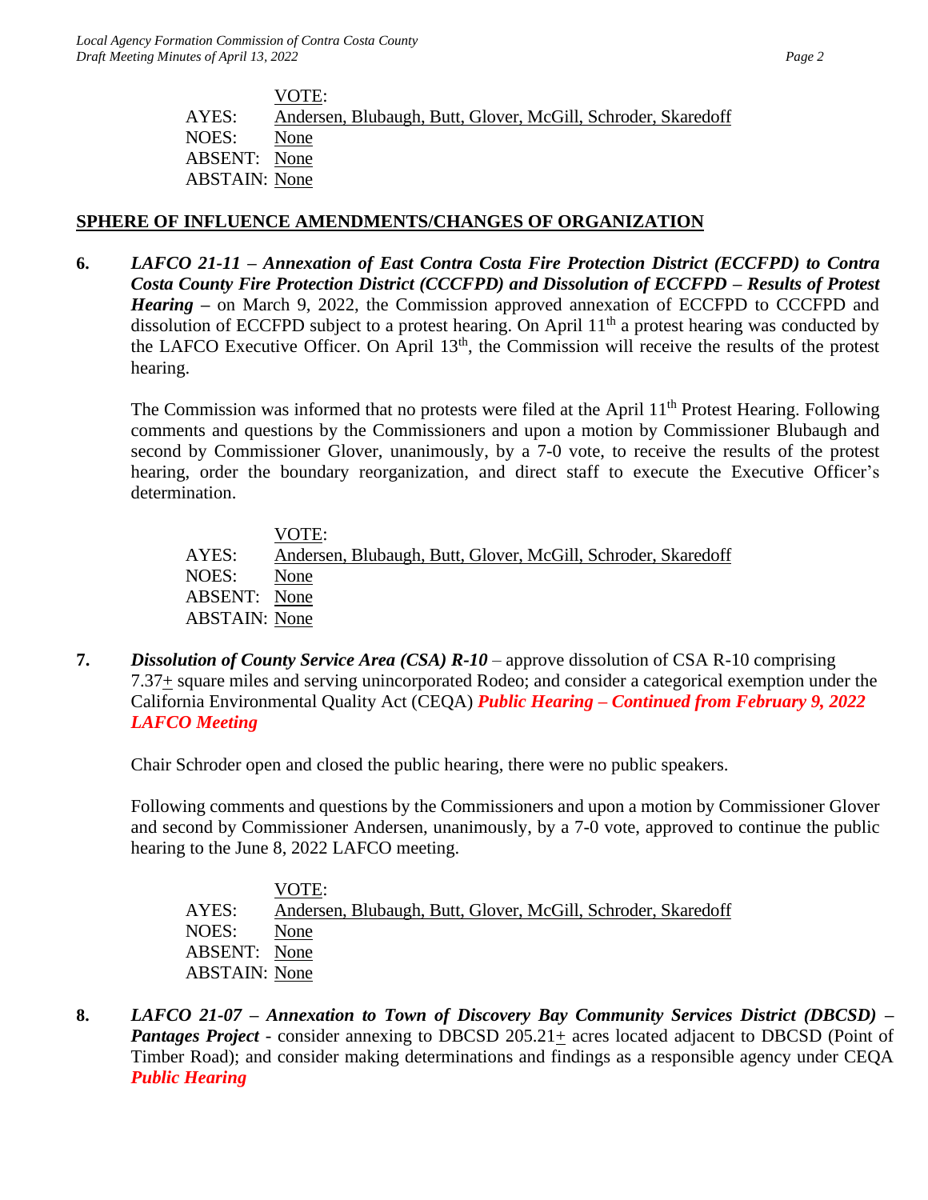VOTE:

AYES: Andersen, Blubaugh, Butt, Glover, McGill, Schroder, Skaredoff
NOES: None
ABSENT: None
ABSTAIN: None

## SPHERE OF INFLUENCE AMENDMENTS/CHANGES OF ORGANIZATION

**6.** ***LAFCO 21-11 – Annexation of East Contra Costa Fire Protection District (ECCFPD) to Contra Costa County Fire Protection District (CCCFPD) and Dissolution of ECCFPD – Results of Protest Hearing*** – on March 9, 2022, the Commission approved annexation of ECCFPD to CCCFPD and dissolution of ECCFPD subject to a protest hearing. On April 11th a protest hearing was conducted by the LAFCO Executive Officer. On April 13th, the Commission will receive the results of the protest hearing.

The Commission was informed that no protests were filed at the April 11th Protest Hearing. Following comments and questions by the Commissioners and upon a motion by Commissioner Blubaugh and second by Commissioner Glover, unanimously, by a 7-0 vote, to receive the results of the protest hearing, order the boundary reorganization, and direct staff to execute the Executive Officer's determination.

VOTE:

AYES: Andersen, Blubaugh, Butt, Glover, McGill, Schroder, Skaredoff
NOES: None
ABSENT: None
ABSTAIN: None

**7.** ***Dissolution of County Service Area (CSA) R-10*** – approve dissolution of CSA R-10 comprising 7.37± square miles and serving unincorporated Rodeo; and consider a categorical exemption under the California Environmental Quality Act (CEQA) ***Public Hearing – Continued from February 9, 2022 LAFCO Meeting***

Chair Schroder open and closed the public hearing, there were no public speakers.

Following comments and questions by the Commissioners and upon a motion by Commissioner Glover and second by Commissioner Andersen, unanimously, by a 7-0 vote, approved to continue the public hearing to the June 8, 2022 LAFCO meeting.

VOTE:

AYES: Andersen, Blubaugh, Butt, Glover, McGill, Schroder, Skaredoff
NOES: None
ABSENT: None
ABSTAIN: None

**8.** ***LAFCO 21-07 – Annexation to Town of Discovery Bay Community Services District (DBCSD) – Pantages Project*** - consider annexing to DBCSD 205.21± acres located adjacent to DBCSD (Point of Timber Road); and consider making determinations and findings as a responsible agency under CEQA ***Public Hearing***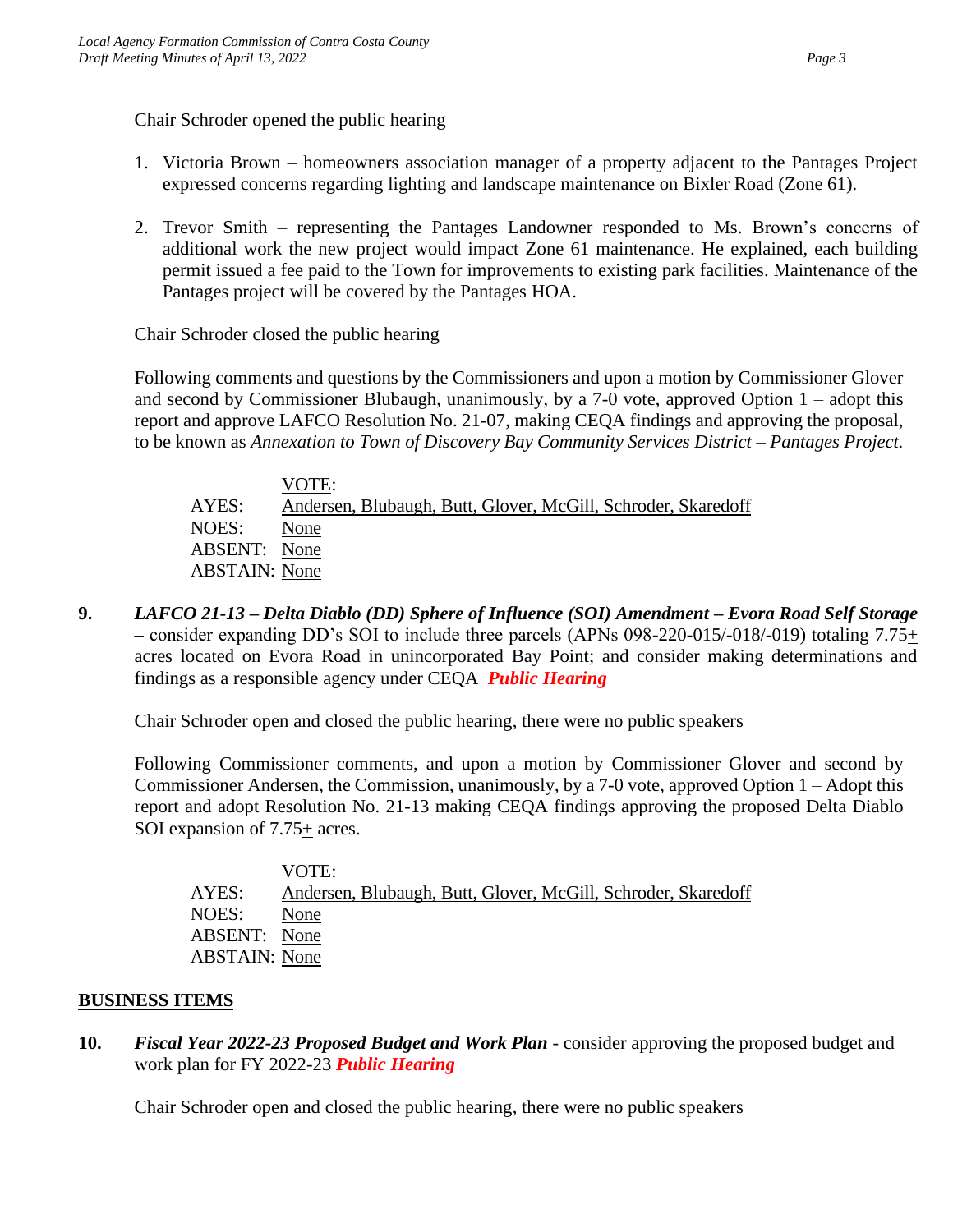Chair Schroder opened the public hearing

1. Victoria Brown – homeowners association manager of a property adjacent to the Pantages Project expressed concerns regarding lighting and landscape maintenance on Bixler Road (Zone 61).

2. Trevor Smith – representing the Pantages Landowner responded to Ms. Brown's concerns of additional work the new project would impact Zone 61 maintenance. He explained, each building permit issued a fee paid to the Town for improvements to existing park facilities. Maintenance of the Pantages project will be covered by the Pantages HOA.

Chair Schroder closed the public hearing

Following comments and questions by the Commissioners and upon a motion by Commissioner Glover and second by Commissioner Blubaugh, unanimously, by a 7-0 vote, approved Option 1 – adopt this report and approve LAFCO Resolution No. 21-07, making CEQA findings and approving the proposal, to be known as *Annexation to Town of Discovery Bay Community Services District – Pantages Project.*

| | VOTE: |
|---|---|
| AYES: | Andersen, Blubaugh, Butt, Glover, McGill, Schroder, Skaredoff |
| NOES: | None |
| ABSENT: | None |
| ABSTAIN: | None |

**9.** ***LAFCO 21-13 – Delta Diablo (DD) Sphere of Influence (SOI) Amendment – Evora Road Self Storage*** – consider expanding DD's SOI to include three parcels (APNs 098-220-015/-018/-019) totaling 7.75± acres located on Evora Road in unincorporated Bay Point; and consider making determinations and findings as a responsible agency under CEQA ***Public Hearing***

Chair Schroder open and closed the public hearing, there were no public speakers

Following Commissioner comments, and upon a motion by Commissioner Glover and second by Commissioner Andersen, the Commission, unanimously, by a 7-0 vote, approved Option 1 – Adopt this report and adopt Resolution No. 21-13 making CEQA findings approving the proposed Delta Diablo SOI expansion of 7.75± acres.

| | VOTE: |
|---|---|
| AYES: | Andersen, Blubaugh, Butt, Glover, McGill, Schroder, Skaredoff |
| NOES: | None |
| ABSENT: | None |
| ABSTAIN: | None |

## BUSINESS ITEMS

**10.** ***Fiscal Year 2022-23 Proposed Budget and Work Plan*** - consider approving the proposed budget and work plan for FY 2022-23 ***Public Hearing***

Chair Schroder open and closed the public hearing, there were no public speakers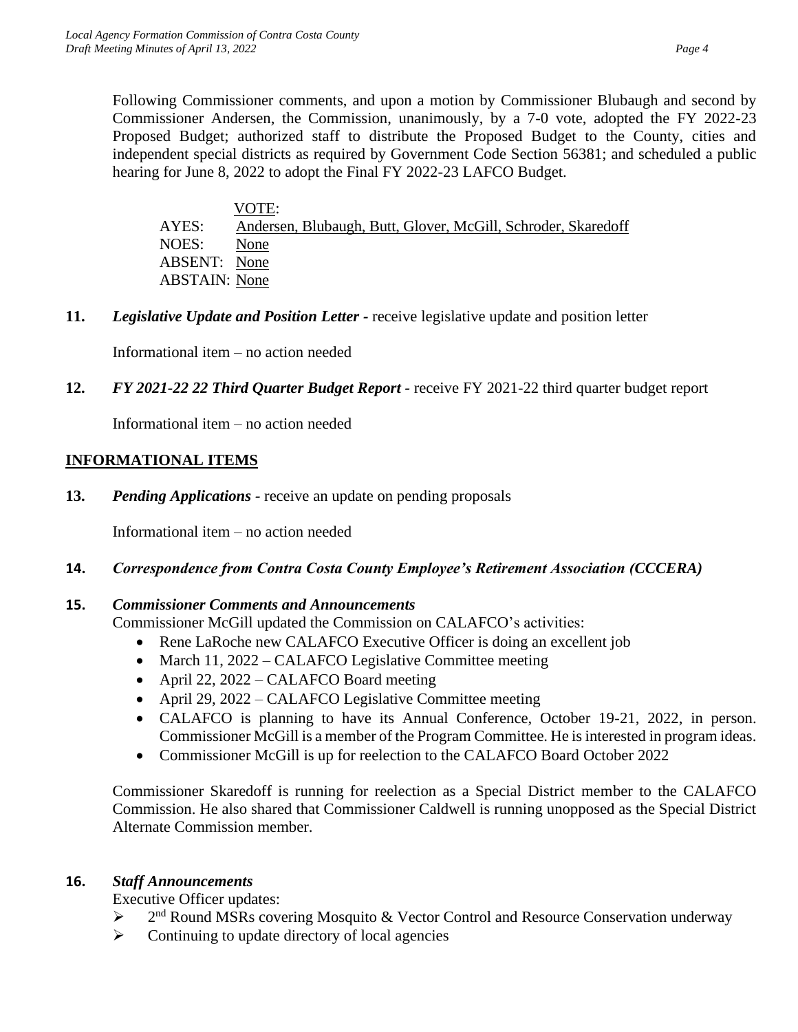Following Commissioner comments, and upon a motion by Commissioner Blubaugh and second by Commissioner Andersen, the Commission, unanimously, by a 7-0 vote, adopted the FY 2022-23 Proposed Budget; authorized staff to distribute the Proposed Budget to the County, cities and independent special districts as required by Government Code Section 56381; and scheduled a public hearing for June 8, 2022 to adopt the Final FY 2022-23 LAFCO Budget.

VOTE:
AYES: Andersen, Blubaugh, Butt, Glover, McGill, Schroder, Skaredoff
NOES: None
ABSENT: None
ABSTAIN: None

**11.** ***Legislative Update and Position Letter -*** receive legislative update and position letter

Informational item – no action needed

**12.** ***FY 2021-22 22 Third Quarter Budget Report -*** receive FY 2021-22 third quarter budget report

Informational item – no action needed

## INFORMATIONAL ITEMS

**13.** ***Pending Applications -*** receive an update on pending proposals

Informational item – no action needed

**14.** ***Correspondence from Contra Costa County Employee's Retirement Association (CCCERA)***

**15.** ***Commissioner Comments and Announcements***

Commissioner McGill updated the Commission on CALAFCO's activities:

- Rene LaRoche new CALAFCO Executive Officer is doing an excellent job
- March 11, 2022 – CALAFCO Legislative Committee meeting
- April 22, 2022 – CALAFCO Board meeting
- April 29, 2022 – CALAFCO Legislative Committee meeting
- CALAFCO is planning to have its Annual Conference, October 19-21, 2022, in person. Commissioner McGill is a member of the Program Committee. He is interested in program ideas.
- Commissioner McGill is up for reelection to the CALAFCO Board October 2022

Commissioner Skaredoff is running for reelection as a Special District member to the CALAFCO Commission. He also shared that Commissioner Caldwell is running unopposed as the Special District Alternate Commission member.

**16.** ***Staff Announcements***

Executive Officer updates:

- 2nd Round MSRs covering Mosquito & Vector Control and Resource Conservation underway
- Continuing to update directory of local agencies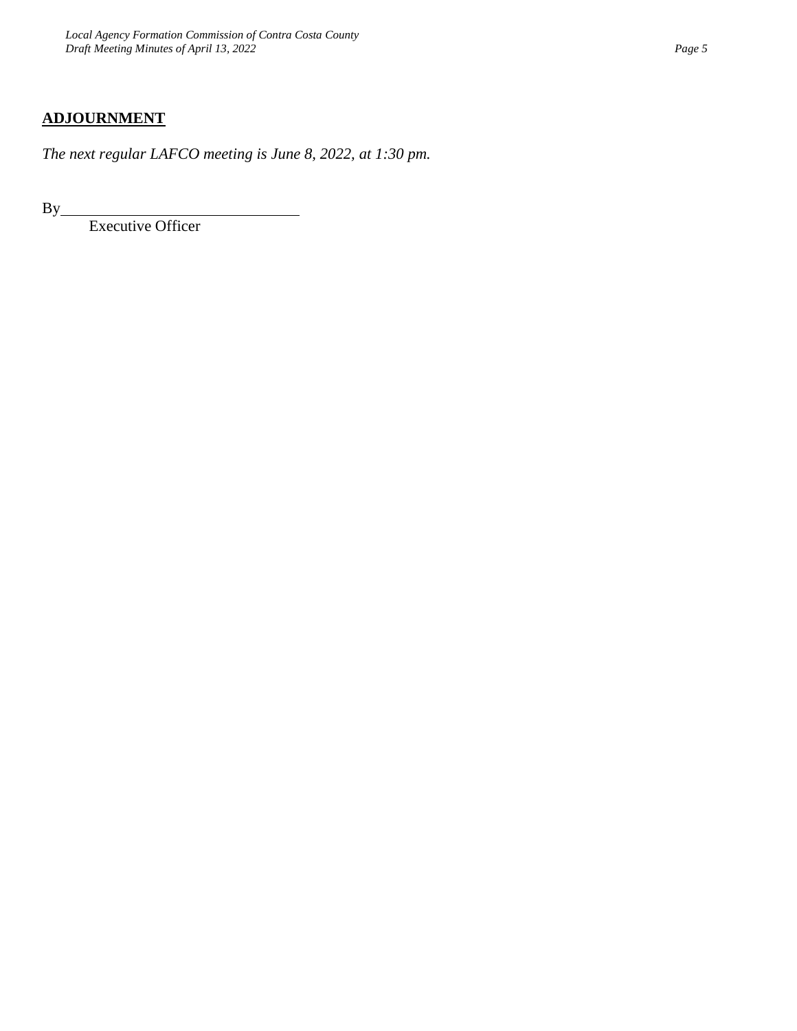## ADJOURNMENT

*The next regular LAFCO meeting is June 8, 2022, at 1:30 pm.*

By______________________________

Executive Officer